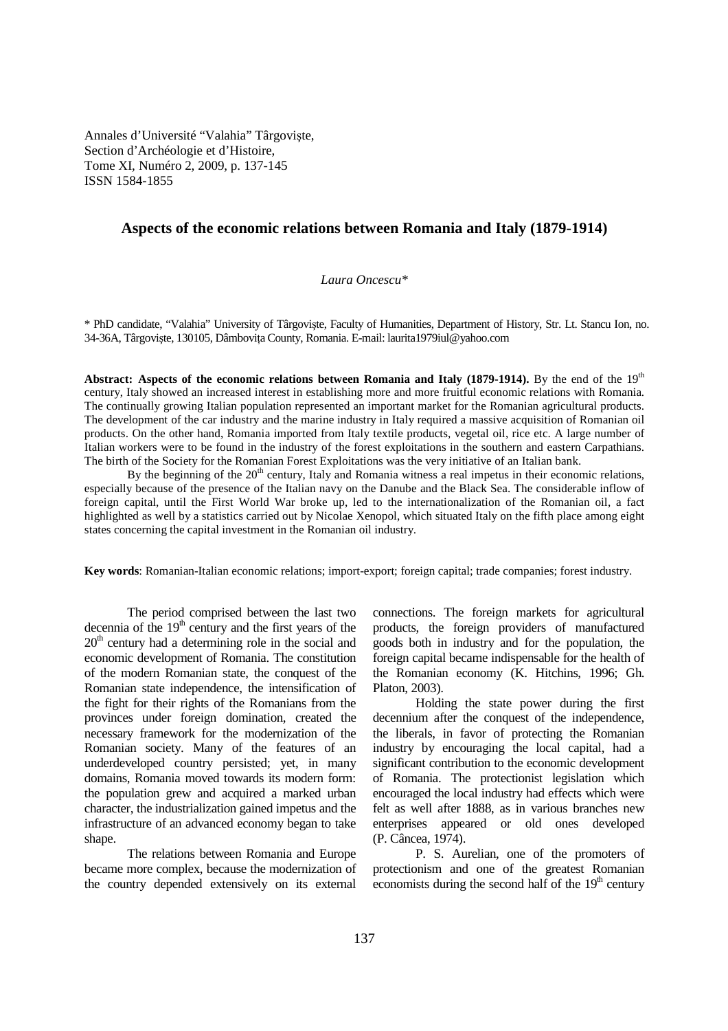Annales d'Université "Valahia" Târgovişte,
Section d'Archéologie et d'Histoire,
Tome XI, Numéro 2, 2009, p. 137-145
ISSN 1584-1855

# Aspects of the economic relations between Romania and Italy (1879-1914)

*Laura Oncescu\**

\* PhD candidate, "Valahia" University of Târgovişte, Faculty of Humanities, Department of History, Str. Lt. Stancu Ion, no. 34-36A, Târgovişte, 130105, Dâmboviţa County, Romania. E-mail: laurita1979iul@yahoo.com

**Abstract: Aspects of the economic relations between Romania and Italy (1879-1914).** By the end of the 19th century, Italy showed an increased interest in establishing more and more fruitful economic relations with Romania. The continually growing Italian population represented an important market for the Romanian agricultural products. The development of the car industry and the marine industry in Italy required a massive acquisition of Romanian oil products. On the other hand, Romania imported from Italy textile products, vegetal oil, rice etc. A large number of Italian workers were to be found in the industry of the forest exploitations in the southern and eastern Carpathians. The birth of the Society for the Romanian Forest Exploitations was the very initiative of an Italian bank.

By the beginning of the 20th century, Italy and Romania witness a real impetus in their economic relations, especially because of the presence of the Italian navy on the Danube and the Black Sea. The considerable inflow of foreign capital, until the First World War broke up, led to the internationalization of the Romanian oil, a fact highlighted as well by a statistics carried out by Nicolae Xenopol, which situated Italy on the fifth place among eight states concerning the capital investment in the Romanian oil industry.

**Key words**: Romanian-Italian economic relations; import-export; foreign capital; trade companies; forest industry.

The period comprised between the last two decennia of the 19th century and the first years of the 20th century had a determining role in the social and economic development of Romania. The constitution of the modern Romanian state, the conquest of the Romanian state independence, the intensification of the fight for their rights of the Romanians from the provinces under foreign domination, created the necessary framework for the modernization of the Romanian society. Many of the features of an underdeveloped country persisted; yet, in many domains, Romania moved towards its modern form: the population grew and acquired a marked urban character, the industrialization gained impetus and the infrastructure of an advanced economy began to take shape.

The relations between Romania and Europe became more complex, because the modernization of the country depended extensively on its external connections. The foreign markets for agricultural products, the foreign providers of manufactured goods both in industry and for the population, the foreign capital became indispensable for the health of the Romanian economy (K. Hitchins, 1996; Gh. Platon, 2003).

Holding the state power during the first decennium after the conquest of the independence, the liberals, in favor of protecting the Romanian industry by encouraging the local capital, had a significant contribution to the economic development of Romania. The protectionist legislation which encouraged the local industry had effects which were felt as well after 1888, as in various branches new enterprises appeared or old ones developed (P. Câncea, 1974).

P. S. Aurelian, one of the promoters of protectionism and one of the greatest Romanian economists during the second half of the 19th century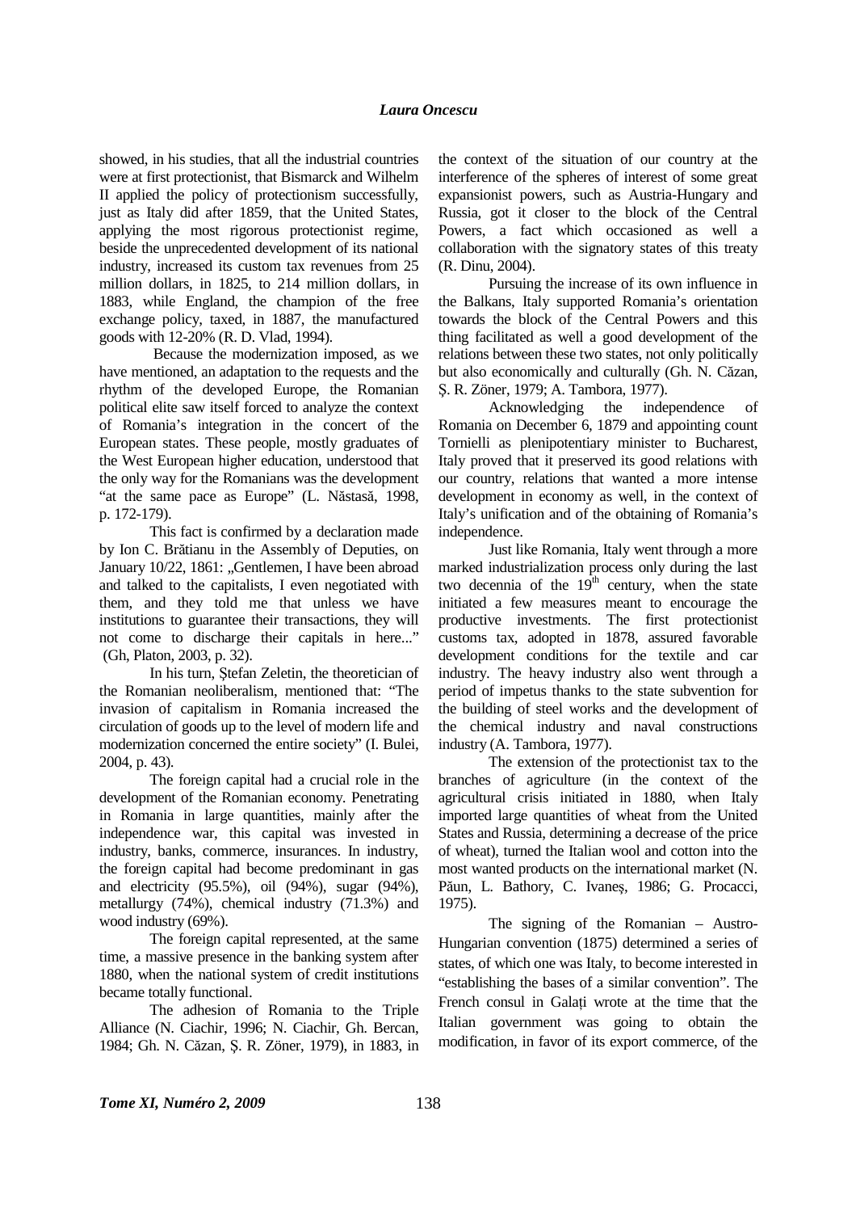showed, in his studies, that all the industrial countries were at first protectionist, that Bismarck and Wilhelm II applied the policy of protectionism successfully, just as Italy did after 1859, that the United States, applying the most rigorous protectionist regime, beside the unprecedented development of its national industry, increased its custom tax revenues from 25 million dollars, in 1825, to 214 million dollars, in 1883, while England, the champion of the free exchange policy, taxed, in 1887, the manufactured goods with 12-20% (R. D. Vlad, 1994).

Because the modernization imposed, as we have mentioned, an adaptation to the requests and the rhythm of the developed Europe, the Romanian political elite saw itself forced to analyze the context of Romania's integration in the concert of the European states. These people, mostly graduates of the West European higher education, understood that the only way for the Romanians was the development "at the same pace as Europe" (L. Năstasă, 1998, p. 172-179).

This fact is confirmed by a declaration made by Ion C. Brătianu in the Assembly of Deputies, on January 10/22, 1861: „Gentlemen, I have been abroad and talked to the capitalists, I even negotiated with them, and they told me that unless we have institutions to guarantee their transactions, they will not come to discharge their capitals in here..." (Gh, Platon, 2003, p. 32).

In his turn, Ştefan Zeletin, the theoretician of the Romanian neoliberalism, mentioned that: "The invasion of capitalism in Romania increased the circulation of goods up to the level of modern life and modernization concerned the entire society" (I. Bulei, 2004, p. 43).

The foreign capital had a crucial role in the development of the Romanian economy. Penetrating in Romania in large quantities, mainly after the independence war, this capital was invested in industry, banks, commerce, insurances. In industry, the foreign capital had become predominant in gas and electricity (95.5%), oil (94%), sugar (94%), metallurgy (74%), chemical industry (71.3%) and wood industry (69%).

The foreign capital represented, at the same time, a massive presence in the banking system after 1880, when the national system of credit institutions became totally functional.

The adhesion of Romania to the Triple Alliance (N. Ciachir, 1996; N. Ciachir, Gh. Bercan, 1984; Gh. N. Căzan, Ş. R. Zöner, 1979), in 1883, in the context of the situation of our country at the interference of the spheres of interest of some great expansionist powers, such as Austria-Hungary and Russia, got it closer to the block of the Central Powers, a fact which occasioned as well a collaboration with the signatory states of this treaty (R. Dinu, 2004).

Pursuing the increase of its own influence in the Balkans, Italy supported Romania's orientation towards the block of the Central Powers and this thing facilitated as well a good development of the relations between these two states, not only politically but also economically and culturally (Gh. N. Căzan, Ş. R. Zöner, 1979; A. Tambora, 1977).

Acknowledging the independence of Romania on December 6, 1879 and appointing count Tornielli as plenipotentiary minister to Bucharest, Italy proved that it preserved its good relations with our country, relations that wanted a more intense development in economy as well, in the context of Italy's unification and of the obtaining of Romania's independence.

Just like Romania, Italy went through a more marked industrialization process only during the last two decennia of the 19th century, when the state initiated a few measures meant to encourage the productive investments. The first protectionist customs tax, adopted in 1878, assured favorable development conditions for the textile and car industry. The heavy industry also went through a period of impetus thanks to the state subvention for the building of steel works and the development of the chemical industry and naval constructions industry (A. Tambora, 1977).

The extension of the protectionist tax to the branches of agriculture (in the context of the agricultural crisis initiated in 1880, when Italy imported large quantities of wheat from the United States and Russia, determining a decrease of the price of wheat), turned the Italian wool and cotton into the most wanted products on the international market (N. Păun, L. Bathory, C. Ivaneş, 1986; G. Procacci, 1975).

The signing of the Romanian – Austro-Hungarian convention (1875) determined a series of states, of which one was Italy, to become interested in "establishing the bases of a similar convention". The French consul in Galați wrote at the time that the Italian government was going to obtain the modification, in favor of its export commerce, of the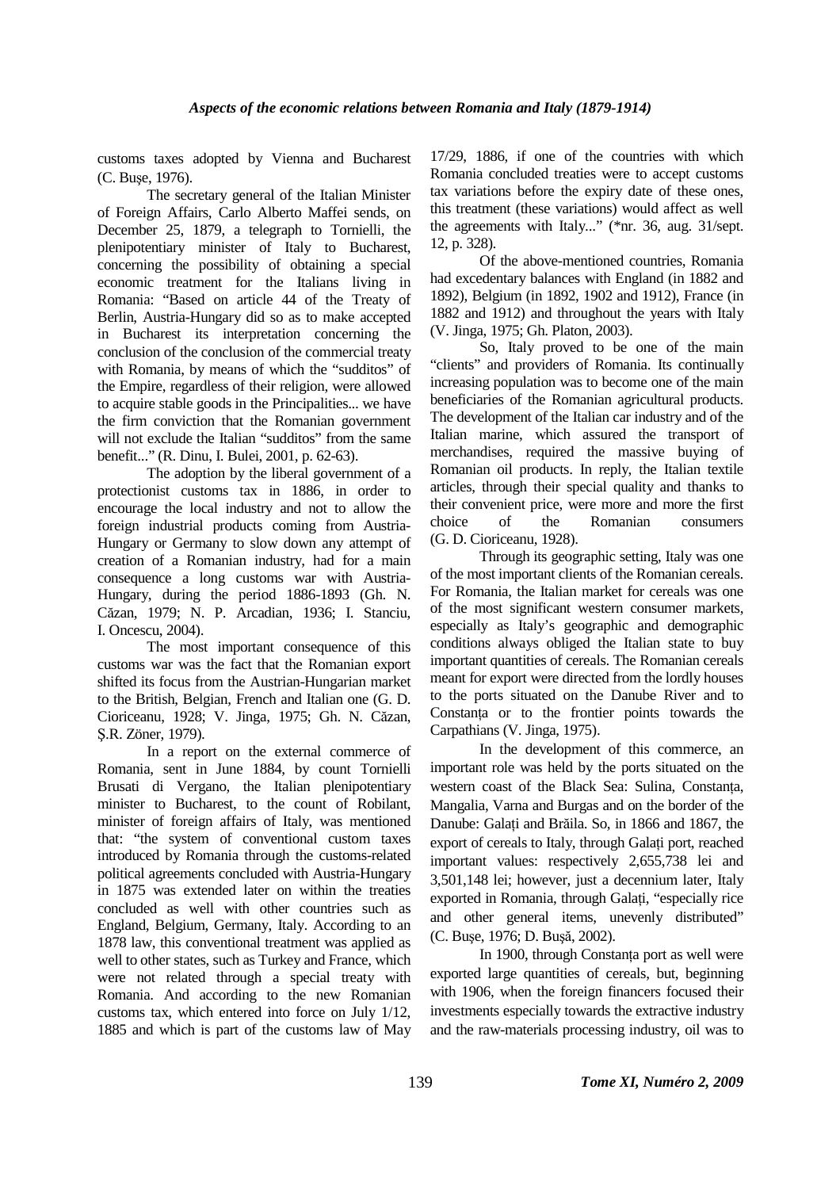customs taxes adopted by Vienna and Bucharest (C. Buşe, 1976).

The secretary general of the Italian Minister of Foreign Affairs, Carlo Alberto Maffei sends, on December 25, 1879, a telegraph to Tornielli, the plenipotentiary minister of Italy to Bucharest, concerning the possibility of obtaining a special economic treatment for the Italians living in Romania: "Based on article 44 of the Treaty of Berlin, Austria-Hungary did so as to make accepted in Bucharest its interpretation concerning the conclusion of the conclusion of the commercial treaty with Romania, by means of which the "sudditos" of the Empire, regardless of their religion, were allowed to acquire stable goods in the Principalities... we have the firm conviction that the Romanian government will not exclude the Italian "sudditos" from the same benefit..." (R. Dinu, I. Bulei, 2001, p. 62-63).

The adoption by the liberal government of a protectionist customs tax in 1886, in order to encourage the local industry and not to allow the foreign industrial products coming from Austria-Hungary or Germany to slow down any attempt of creation of a Romanian industry, had for a main consequence a long customs war with Austria-Hungary, during the period 1886-1893 (Gh. N. Căzan, 1979; N. P. Arcadian, 1936; I. Stanciu, I. Oncescu, 2004).

The most important consequence of this customs war was the fact that the Romanian export shifted its focus from the Austrian-Hungarian market to the British, Belgian, French and Italian one (G. D. Cioriceanu, 1928; V. Jinga, 1975; Gh. N. Căzan, Ş.R. Zöner, 1979).

In a report on the external commerce of Romania, sent in June 1884, by count Tornielli Brusati di Vergano, the Italian plenipotentiary minister to Bucharest, to the count of Robilant, minister of foreign affairs of Italy, was mentioned that: "the system of conventional custom taxes introduced by Romania through the customs-related political agreements concluded with Austria-Hungary in 1875 was extended later on within the treaties concluded as well with other countries such as England, Belgium, Germany, Italy. According to an 1878 law, this conventional treatment was applied as well to other states, such as Turkey and France, which were not related through a special treaty with Romania. And according to the new Romanian customs tax, which entered into force on July 1/12, 1885 and which is part of the customs law of May 17/29, 1886, if one of the countries with which Romania concluded treaties were to accept customs tax variations before the expiry date of these ones, this treatment (these variations) would affect as well the agreements with Italy..." (*nr. 36, aug. 31/sept. 12, p. 328).

Of the above-mentioned countries, Romania had excedentary balances with England (in 1882 and 1892), Belgium (in 1892, 1902 and 1912), France (in 1882 and 1912) and throughout the years with Italy (V. Jinga, 1975; Gh. Platon, 2003).

So, Italy proved to be one of the main "clients" and providers of Romania. Its continually increasing population was to become one of the main beneficiaries of the Romanian agricultural products. The development of the Italian car industry and of the Italian marine, which assured the transport of merchandises, required the massive buying of Romanian oil products. In reply, the Italian textile articles, through their special quality and thanks to their convenient price, were more and more the first choice of the Romanian consumers (G. D. Cioriceanu, 1928).

Through its geographic setting, Italy was one of the most important clients of the Romanian cereals. For Romania, the Italian market for cereals was one of the most significant western consumer markets, especially as Italy's geographic and demographic conditions always obliged the Italian state to buy important quantities of cereals. The Romanian cereals meant for export were directed from the lordly houses to the ports situated on the Danube River and to Constanța or to the frontier points towards the Carpathians (V. Jinga, 1975).

In the development of this commerce, an important role was held by the ports situated on the western coast of the Black Sea: Sulina, Constanța, Mangalia, Varna and Burgas and on the border of the Danube: Galați and Brăila. So, in 1866 and 1867, the export of cereals to Italy, through Galați port, reached important values: respectively 2,655,738 lei and 3,501,148 lei; however, just a decennium later, Italy exported in Romania, through Galați, "especially rice and other general items, unevenly distributed" (C. Buşe, 1976; D. Buşă, 2002).

In 1900, through Constanța port as well were exported large quantities of cereals, but, beginning with 1906, when the foreign financers focused their investments especially towards the extractive industry and the raw-materials processing industry, oil was to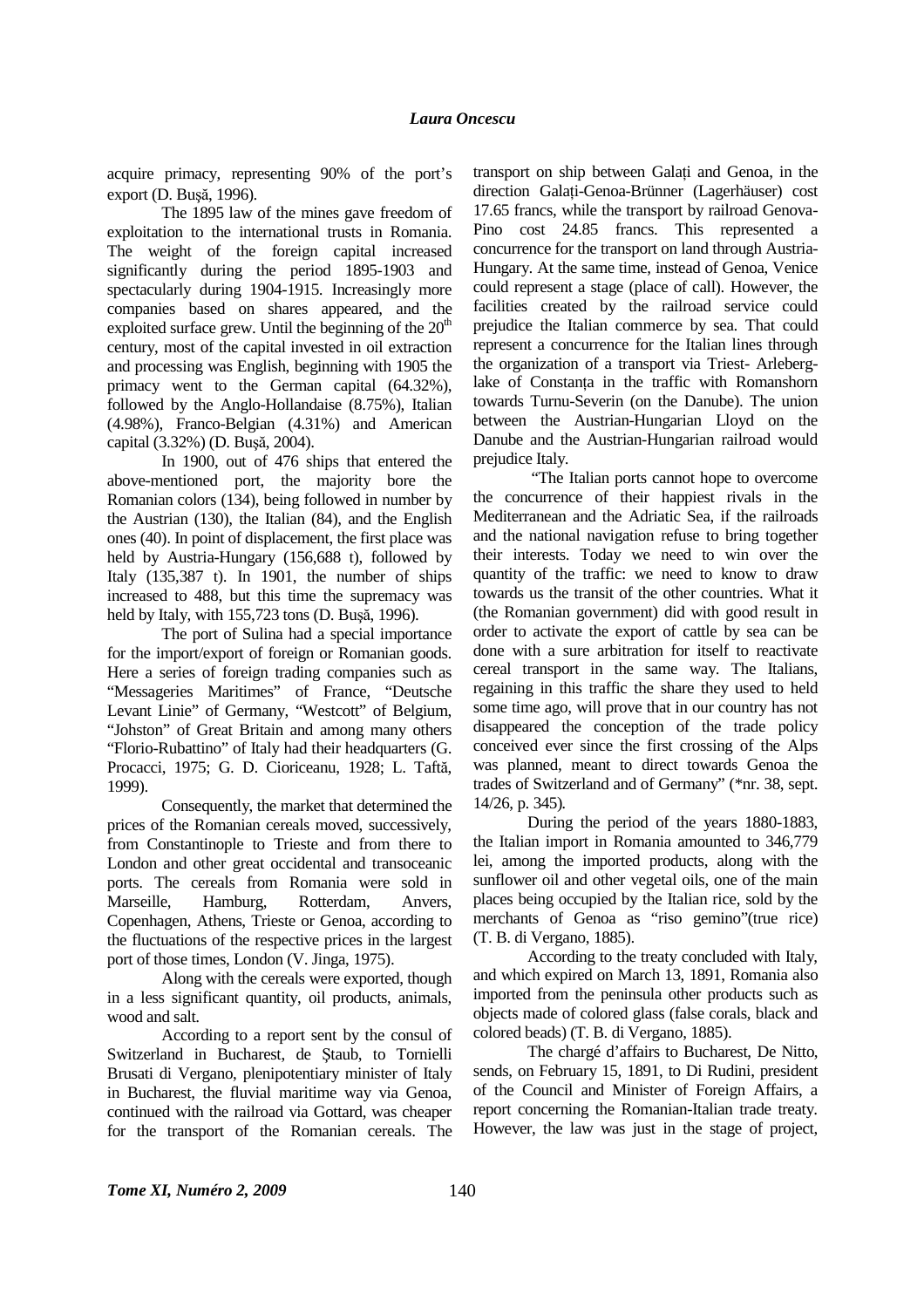acquire primacy, representing 90% of the port's export (D. Bușă, 1996).

The 1895 law of the mines gave freedom of exploitation to the international trusts in Romania. The weight of the foreign capital increased significantly during the period 1895-1903 and spectacularly during 1904-1915. Increasingly more companies based on shares appeared, and the exploited surface grew. Until the beginning of the 20th century, most of the capital invested in oil extraction and processing was English, beginning with 1905 the primacy went to the German capital (64.32%), followed by the Anglo-Hollandaise (8.75%), Italian (4.98%), Franco-Belgian (4.31%) and American capital (3.32%) (D. Bușă, 2004).

In 1900, out of 476 ships that entered the above-mentioned port, the majority bore the Romanian colors (134), being followed in number by the Austrian (130), the Italian (84), and the English ones (40). In point of displacement, the first place was held by Austria-Hungary (156,688 t), followed by Italy (135,387 t). In 1901, the number of ships increased to 488, but this time the supremacy was held by Italy, with 155,723 tons (D. Bușă, 1996).

The port of Sulina had a special importance for the import/export of foreign or Romanian goods. Here a series of foreign trading companies such as "Messageries Maritimes" of France, "Deutsche Levant Linie" of Germany, "Westcott" of Belgium, "Johston" of Great Britain and among many others "Florio-Rubattino" of Italy had their headquarters (G. Procacci, 1975; G. D. Cioriceanu, 1928; L. Taftă, 1999).

Consequently, the market that determined the prices of the Romanian cereals moved, successively, from Constantinople to Trieste and from there to London and other great occidental and transoceanic ports. The cereals from Romania were sold in Marseille, Hamburg, Rotterdam, Anvers, Copenhagen, Athens, Trieste or Genoa, according to the fluctuations of the respective prices in the largest port of those times, London (V. Jinga, 1975).

Along with the cereals were exported, though in a less significant quantity, oil products, animals, wood and salt.

According to a report sent by the consul of Switzerland in Bucharest, de Ștaub, to Tornielli Brusati di Vergano, plenipotentiary minister of Italy in Bucharest, the fluvial maritime way via Genoa, continued with the railroad via Gottard, was cheaper for the transport of the Romanian cereals. The transport on ship between Galați and Genoa, in the direction Galați-Genoa-Brünner (Lagerhäuser) cost 17.65 francs, while the transport by railroad Genova-Pino cost 24.85 francs. This represented a concurrence for the transport on land through Austria-Hungary. At the same time, instead of Genoa, Venice could represent a stage (place of call). However, the facilities created by the railroad service could prejudice the Italian commerce by sea. That could represent a concurrence for the Italian lines through the organization of a transport via Triest- Arleberg-lake of Constanța in the traffic with Romanshorn towards Turnu-Severin (on the Danube). The union between the Austrian-Hungarian Lloyd on the Danube and the Austrian-Hungarian railroad would prejudice Italy.

"The Italian ports cannot hope to overcome the concurrence of their happiest rivals in the Mediterranean and the Adriatic Sea, if the railroads and the national navigation refuse to bring together their interests. Today we need to win over the quantity of the traffic: we need to know to draw towards us the transit of the other countries. What it (the Romanian government) did with good result in order to activate the export of cattle by sea can be done with a sure arbitration for itself to reactivate cereal transport in the same way. The Italians, regaining in this traffic the share they used to held some time ago, will prove that in our country has not disappeared the conception of the trade policy conceived ever since the first crossing of the Alps was planned, meant to direct towards Genoa the trades of Switzerland and of Germany" (*nr. 38, sept. 14/26, p. 345).

During the period of the years 1880-1883, the Italian import in Romania amounted to 346,779 lei, among the imported products, along with the sunflower oil and other vegetal oils, one of the main places being occupied by the Italian rice, sold by the merchants of Genoa as "riso gemino"(true rice) (T. B. di Vergano, 1885).

According to the treaty concluded with Italy, and which expired on March 13, 1891, Romania also imported from the peninsula other products such as objects made of colored glass (false corals, black and colored beads) (T. B. di Vergano, 1885).

The chargé d'affairs to Bucharest, De Nitto, sends, on February 15, 1891, to Di Rudini, president of the Council and Minister of Foreign Affairs, a report concerning the Romanian-Italian trade treaty. However, the law was just in the stage of project,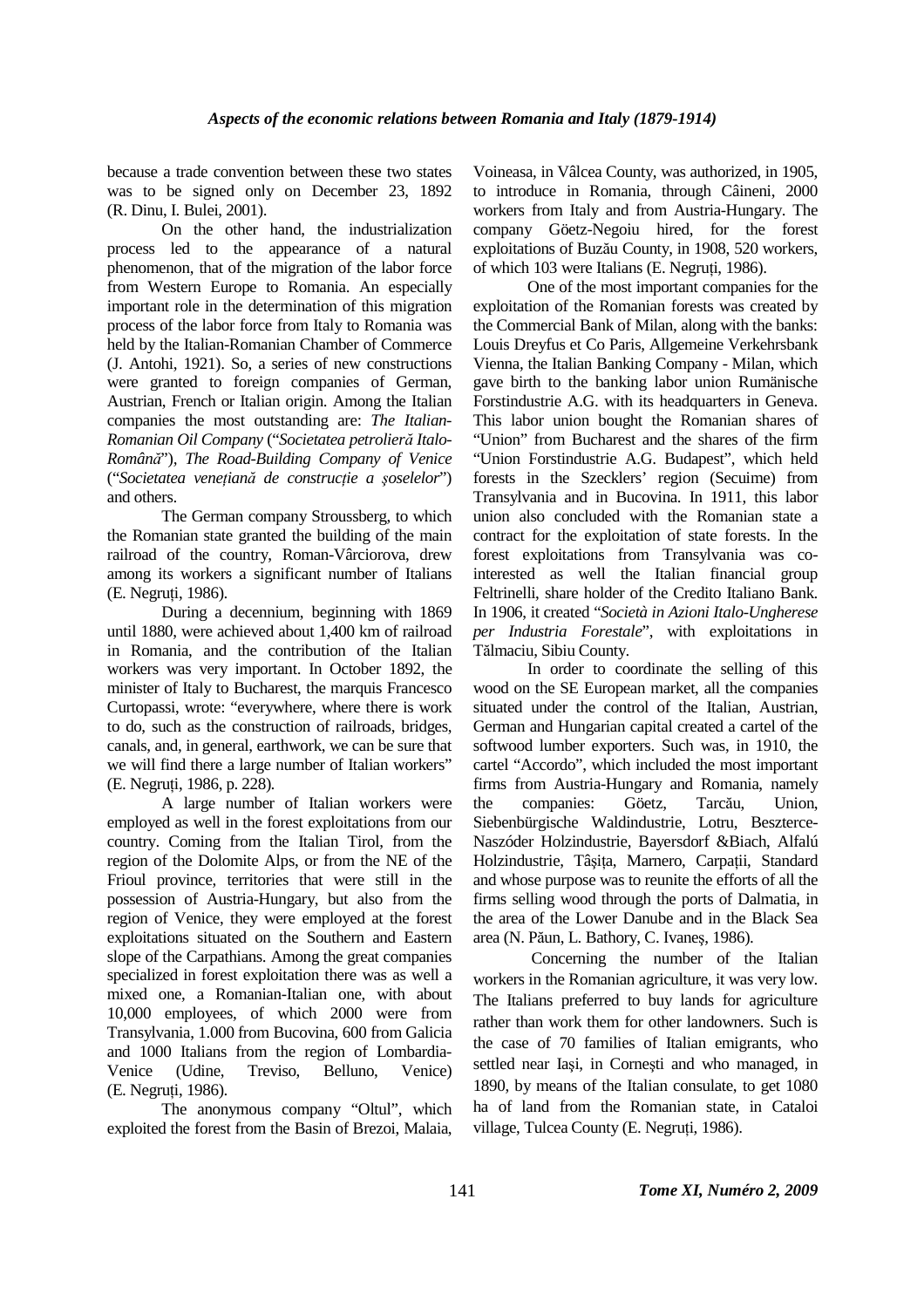because a trade convention between these two states was to be signed only on December 23, 1892 (R. Dinu, I. Bulei, 2001).

On the other hand, the industrialization process led to the appearance of a natural phenomenon, that of the migration of the labor force from Western Europe to Romania. An especially important role in the determination of this migration process of the labor force from Italy to Romania was held by the Italian-Romanian Chamber of Commerce (J. Antohi, 1921). So, a series of new constructions were granted to foreign companies of German, Austrian, French or Italian origin. Among the Italian companies the most outstanding are: *The Italian-Romanian Oil Company* ("*Societatea petrolieră Italo-Română*"), *The Road-Building Company of Venice* ("*Societatea venețiană de construcție a șoselelor*") and others.

The German company Stroussberg, to which the Romanian state granted the building of the main railroad of the country, Roman-Vârciorova, drew among its workers a significant number of Italians (E. Negruți, 1986).

During a decennium, beginning with 1869 until 1880, were achieved about 1,400 km of railroad in Romania, and the contribution of the Italian workers was very important. In October 1892, the minister of Italy to Bucharest, the marquis Francesco Curtopassi, wrote: "everywhere, where there is work to do, such as the construction of railroads, bridges, canals, and, in general, earthwork, we can be sure that we will find there a large number of Italian workers" (E. Negruți, 1986, p. 228).

A large number of Italian workers were employed as well in the forest exploitations from our country. Coming from the Italian Tirol, from the region of the Dolomite Alps, or from the NE of the Frioul province, territories that were still in the possession of Austria-Hungary, but also from the region of Venice, they were employed at the forest exploitations situated on the Southern and Eastern slope of the Carpathians. Among the great companies specialized in forest exploitation there was as well a mixed one, a Romanian-Italian one, with about 10,000 employees, of which 2000 were from Transylvania, 1.000 from Bucovina, 600 from Galicia and 1000 Italians from the region of Lombardia-Venice (Udine, Treviso, Belluno, Venice) (E. Negruți, 1986).

The anonymous company "Oltul", which exploited the forest from the Basin of Brezoi, Malaia, Voineasa, in Vâlcea County, was authorized, in 1905, to introduce in Romania, through Câineni, 2000 workers from Italy and from Austria-Hungary. The company Göetz-Negoiu hired, for the forest exploitations of Buzău County, in 1908, 520 workers, of which 103 were Italians (E. Negruți, 1986).

One of the most important companies for the exploitation of the Romanian forests was created by the Commercial Bank of Milan, along with the banks: Louis Dreyfus et Co Paris, Allgemeine Verkehrsbank Vienna, the Italian Banking Company - Milan, which gave birth to the banking labor union Rumänische Forstindustrie A.G. with its headquarters in Geneva. This labor union bought the Romanian shares of "Union" from Bucharest and the shares of the firm "Union Forstindustrie A.G. Budapest", which held forests in the Szecklers' region (Secuime) from Transylvania and in Bucovina. In 1911, this labor union also concluded with the Romanian state a contract for the exploitation of state forests. In the forest exploitations from Transylvania was co-interested as well the Italian financial group Feltrinelli, share holder of the Credito Italiano Bank. In 1906, it created "*Società in Azioni Italo-Ungherese per Industria Forestale*", with exploitations in Tălmaciu, Sibiu County.

In order to coordinate the selling of this wood on the SE European market, all the companies situated under the control of the Italian, Austrian, German and Hungarian capital created a cartel of the softwood lumber exporters. Such was, in 1910, the cartel "Accordo", which included the most important firms from Austria-Hungary and Romania, namely the companies: Göetz, Tarcău, Union, Siebenbürgische Waldindustrie, Lotru, Beszterce-Naszóder Holzindustrie, Bayersdorf &Biach, Alfalú Holzindustrie, Tâșița, Marnero, Carpații, Standard and whose purpose was to reunite the efforts of all the firms selling wood through the ports of Dalmatia, in the area of the Lower Danube and in the Black Sea area (N. Păun, L. Bathory, C. Ivaneș, 1986).

Concerning the number of the Italian workers in the Romanian agriculture, it was very low. The Italians preferred to buy lands for agriculture rather than work them for other landowners. Such is the case of 70 families of Italian emigrants, who settled near Iași, in Cornești and who managed, in 1890, by means of the Italian consulate, to get 1080 ha of land from the Romanian state, in Cataloi village, Tulcea County (E. Negruți, 1986).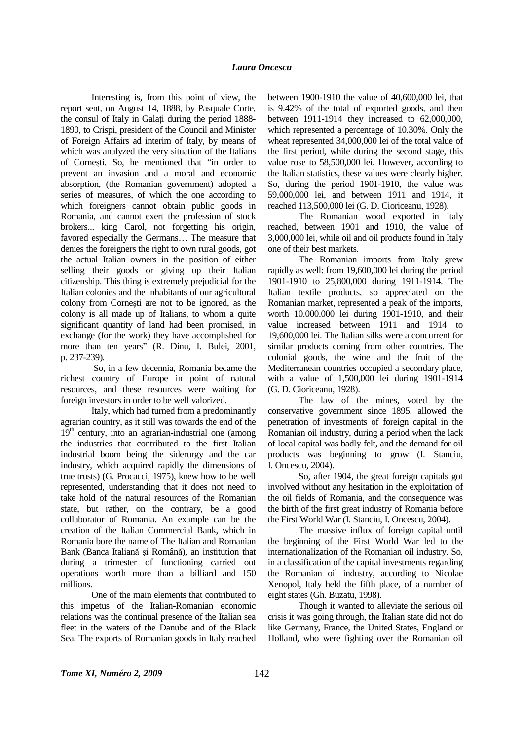Interesting is, from this point of view, the report sent, on August 14, 1888, by Pasquale Corte, the consul of Italy in Galați during the period 1888-1890, to Crispi, president of the Council and Minister of Foreign Affairs ad interim of Italy, by means of which was analyzed the very situation of the Italians of Cornești. So, he mentioned that "in order to prevent an invasion and a moral and economic absorption, (the Romanian government) adopted a series of measures, of which the one according to which foreigners cannot obtain public goods in Romania, and cannot exert the profession of stock brokers... king Carol, not forgetting his origin, favored especially the Germans… The measure that denies the foreigners the right to own rural goods, got the actual Italian owners in the position of either selling their goods or giving up their Italian citizenship. This thing is extremely prejudicial for the Italian colonies and the inhabitants of our agricultural colony from Cornești are not to be ignored, as the colony is all made up of Italians, to whom a quite significant quantity of land had been promised, in exchange (for the work) they have accomplished for more than ten years" (R. Dinu, I. Bulei, 2001, p. 237-239).

So, in a few decennia, Romania became the richest country of Europe in point of natural resources, and these resources were waiting for foreign investors in order to be well valorized.

Italy, which had turned from a predominantly agrarian country, as it still was towards the end of the 19th century, into an agrarian-industrial one (among the industries that contributed to the first Italian industrial boom being the siderurgy and the car industry, which acquired rapidly the dimensions of true trusts) (G. Procacci, 1975), knew how to be well represented, understanding that it does not need to take hold of the natural resources of the Romanian state, but rather, on the contrary, be a good collaborator of Romania. An example can be the creation of the Italian Commercial Bank, which in Romania bore the name of The Italian and Romanian Bank (Banca Italiană şi Română), an institution that during a trimester of functioning carried out operations worth more than a billiard and 150 millions.

One of the main elements that contributed to this impetus of the Italian-Romanian economic relations was the continual presence of the Italian sea fleet in the waters of the Danube and of the Black Sea. The exports of Romanian goods in Italy reached between 1900-1910 the value of 40,600,000 lei, that is 9.42% of the total of exported goods, and then between 1911-1914 they increased to 62,000,000, which represented a percentage of 10.30%. Only the wheat represented 34,000,000 lei of the total value of the first period, while during the second stage, this value rose to 58,500,000 lei. However, according to the Italian statistics, these values were clearly higher. So, during the period 1901-1910, the value was 59,000,000 lei, and between 1911 and 1914, it reached 113,500,000 lei (G. D. Cioriceanu, 1928).

The Romanian wood exported in Italy reached, between 1901 and 1910, the value of 3,000,000 lei, while oil and oil products found in Italy one of their best markets.

The Romanian imports from Italy grew rapidly as well: from 19,600,000 lei during the period 1901-1910 to 25,800,000 during 1911-1914. The Italian textile products, so appreciated on the Romanian market, represented a peak of the imports, worth 10.000.000 lei during 1901-1910, and their value increased between 1911 and 1914 to 19,600,000 lei. The Italian silks were a concurrent for similar products coming from other countries. The colonial goods, the wine and the fruit of the Mediterranean countries occupied a secondary place, with a value of 1,500,000 lei during 1901-1914 (G. D. Cioriceanu, 1928).

The law of the mines, voted by the conservative government since 1895, allowed the penetration of investments of foreign capital in the Romanian oil industry, during a period when the lack of local capital was badly felt, and the demand for oil products was beginning to grow (I. Stanciu, I. Oncescu, 2004).

So, after 1904, the great foreign capitals got involved without any hesitation in the exploitation of the oil fields of Romania, and the consequence was the birth of the first great industry of Romania before the First World War (I. Stanciu, I. Oncescu, 2004).

The massive influx of foreign capital until the beginning of the First World War led to the internationalization of the Romanian oil industry. So, in a classification of the capital investments regarding the Romanian oil industry, according to Nicolae Xenopol, Italy held the fifth place, of a number of eight states (Gh. Buzatu, 1998).

Though it wanted to alleviate the serious oil crisis it was going through, the Italian state did not do like Germany, France, the United States, England or Holland, who were fighting over the Romanian oil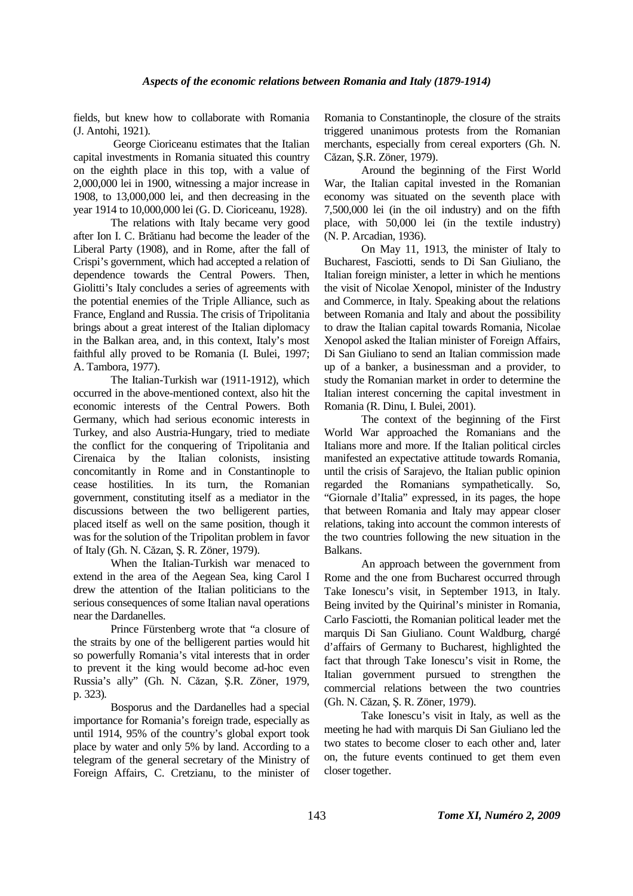fields, but knew how to collaborate with Romania (J. Antohi, 1921).

George Cioriceanu estimates that the Italian capital investments in Romania situated this country on the eighth place in this top, with a value of 2,000,000 lei in 1900, witnessing a major increase in 1908, to 13,000,000 lei, and then decreasing in the year 1914 to 10,000,000 lei (G. D. Cioriceanu, 1928).

The relations with Italy became very good after Ion I. C. Brătianu had become the leader of the Liberal Party (1908), and in Rome, after the fall of Crispi's government, which had accepted a relation of dependence towards the Central Powers. Then, Giolitti's Italy concludes a series of agreements with the potential enemies of the Triple Alliance, such as France, England and Russia. The crisis of Tripolitania brings about a great interest of the Italian diplomacy in the Balkan area, and, in this context, Italy's most faithful ally proved to be Romania (I. Bulei, 1997; A. Tambora, 1977).

The Italian-Turkish war (1911-1912), which occurred in the above-mentioned context, also hit the economic interests of the Central Powers. Both Germany, which had serious economic interests in Turkey, and also Austria-Hungary, tried to mediate the conflict for the conquering of Tripolitania and Cirenaica by the Italian colonists, insisting concomitantly in Rome and in Constantinople to cease hostilities. In its turn, the Romanian government, constituting itself as a mediator in the discussions between the two belligerent parties, placed itself as well on the same position, though it was for the solution of the Tripolitan problem in favor of Italy (Gh. N. Căzan, Ş. R. Zöner, 1979).

When the Italian-Turkish war menaced to extend in the area of the Aegean Sea, king Carol I drew the attention of the Italian politicians to the serious consequences of some Italian naval operations near the Dardanelles.

Prince Fürstenberg wrote that "a closure of the straits by one of the belligerent parties would hit so powerfully Romania's vital interests that in order to prevent it the king would become ad-hoc even Russia's ally" (Gh. N. Căzan, Ş.R. Zöner, 1979, p. 323).

Bosporus and the Dardanelles had a special importance for Romania's foreign trade, especially as until 1914, 95% of the country's global export took place by water and only 5% by land. According to a telegram of the general secretary of the Ministry of Foreign Affairs, C. Cretzianu, to the minister of Romania to Constantinople, the closure of the straits triggered unanimous protests from the Romanian merchants, especially from cereal exporters (Gh. N. Căzan, Ş.R. Zöner, 1979).

Around the beginning of the First World War, the Italian capital invested in the Romanian economy was situated on the seventh place with 7,500,000 lei (in the oil industry) and on the fifth place, with 50,000 lei (in the textile industry) (N. P. Arcadian, 1936).

On May 11, 1913, the minister of Italy to Bucharest, Fasciotti, sends to Di San Giuliano, the Italian foreign minister, a letter in which he mentions the visit of Nicolae Xenopol, minister of the Industry and Commerce, in Italy. Speaking about the relations between Romania and Italy and about the possibility to draw the Italian capital towards Romania, Nicolae Xenopol asked the Italian minister of Foreign Affairs, Di San Giuliano to send an Italian commission made up of a banker, a businessman and a provider, to study the Romanian market in order to determine the Italian interest concerning the capital investment in Romania (R. Dinu, I. Bulei, 2001).

The context of the beginning of the First World War approached the Romanians and the Italians more and more. If the Italian political circles manifested an expectative attitude towards Romania, until the crisis of Sarajevo, the Italian public opinion regarded the Romanians sympathetically. So, "Giornale d'Italia" expressed, in its pages, the hope that between Romania and Italy may appear closer relations, taking into account the common interests of the two countries following the new situation in the Balkans.

An approach between the government from Rome and the one from Bucharest occurred through Take Ionescu's visit, in September 1913, in Italy. Being invited by the Quirinal's minister in Romania, Carlo Fasciotty, the Romanian political leader met the marquis Di San Giuliano. Count Waldburg, chargé d'affairs of Germany to Bucharest, highlighted the fact that through Take Ionescu's visit in Rome, the Italian government pursued to strengthen the commercial relations between the two countries (Gh. N. Căzan, Ş. R. Zöner, 1979).

Take Ionescu's visit in Italy, as well as the meeting he had with marquis Di San Giuliano led the two states to become closer to each other and, later on, the future events continued to get them even closer together.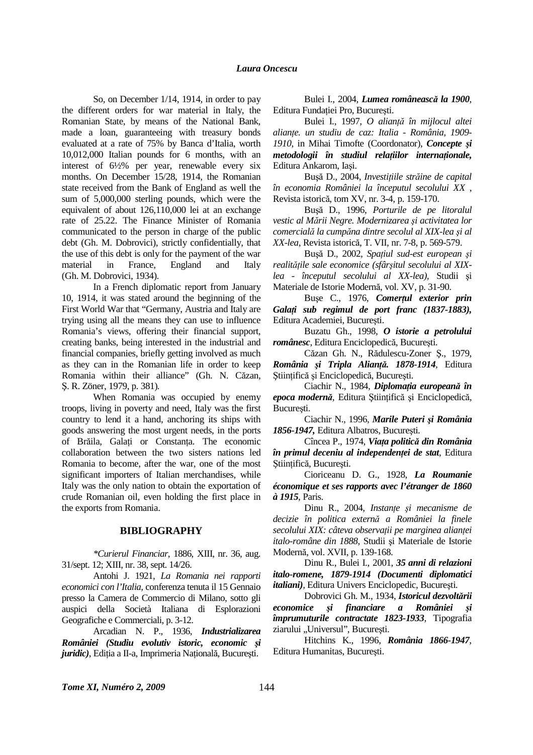So, on December 1/14, 1914, in order to pay the different orders for war material in Italy, the Romanian State, by means of the National Bank, made a loan, guaranteeing with treasury bonds evaluated at a rate of 75% by Banca d'Italia, worth 10,012,000 Italian pounds for 6 months, with an interest of 6½% per year, renewable every six months. On December 15/28, 1914, the Romanian state received from the Bank of England as well the sum of 5,000,000 sterling pounds, which were the equivalent of about 126,110,000 lei at an exchange rate of 25.22. The Finance Minister of Romania communicated to the person in charge of the public debt (Gh. M. Dobrovici), strictly confidentially, that the use of this debt is only for the payment of the war material in France, England and Italy (Gh. M. Dobrovici, 1934).

In a French diplomatic report from January 10, 1914, it was stated around the beginning of the First World War that "Germany, Austria and Italy are trying using all the means they can use to influence Romania's views, offering their financial support, creating banks, being interested in the industrial and financial companies, briefly getting involved as much as they can in the Romanian life in order to keep Romania within their alliance" (Gh. N. Căzan, Ş. R. Zöner, 1979, p. 381).

When Romania was occupied by enemy troops, living in poverty and need, Italy was the first country to lend it a hand, anchoring its ships with goods answering the most urgent needs, in the ports of Brăila, Galați or Constanța. The economic collaboration between the two sisters nations led Romania to become, after the war, one of the most significant importers of Italian merchandises, while Italy was the only nation to obtain the exportation of crude Romanian oil, even holding the first place in the exports from Romania.

## BIBLIOGRAPHY

*\*Curierul Financiar*, 1886, XIII, nr. 36, aug. 31/sept. 12; XIII, nr. 38, sept. 14/26.

Antohi J. 1921, *La Romania nei rapporti economici con l'Italia*, conferenza tenuta il 15 Gennaio presso la Camera de Commercio di Milano, sotto gli auspici della Società Italiana di Esplorazioni Geografiche e Commerciali, p. 3-12.

Arcadian N. P., 1936, ***Industrializarea României (Studiu evolutiv istoric, economic şi juridic)***, Ediția a II-a, Imprimeria Națională, Bucureşti.

Bulei I., 2004, ***Lumea românească la 1900***, Editura Fundației Pro, Bucureşti.

Bulei I., 1997, *O alianță în mijlocul altei alianțe. un studiu de caz: Italia - România, 1909-1910*, in Mihai Timofte (Coordonator), ***Concepte şi metodologii în studiul relațiilor internaționale,*** Editura Ankarom, Iaşi.

Buşă D., 2004, *Investițiile străine de capital în economia României la începutul secolului XX* , Revista istorică, tom XV, nr. 3-4, p. 159-170.

Buşă D., 1996, *Porturile de pe litoralul vestic al Mării Negre. Modernizarea şi activitatea lor comercială la cumpăna dintre secolul al XIX-lea şi al XX-lea*, Revista istorică, T. VII, nr. 7-8, p. 569-579.

Buşă D., 2002, *Spațiul sud-est european şi realitățile sale economice (sfârşitul secolului al XIX-lea - începutul secolului al XX-lea),* Studii şi Materiale de Istorie Modernă, vol. XV, p. 31-90.

Buşe C., 1976, ***Comerțul exterior prin Galați sub regimul de port franc (1837-1883),*** Editura Academiei, Bucureşti.

Buzatu Gh., 1998, ***O istorie a petrolului românesc***, Editura Enciclopedică, Bucureşti.

Căzan Gh. N., Rădulescu-Zoner Ş., 1979, ***România şi Tripla Alianță. 1878-1914***, Editura Ştiințifică şi Enciclopedică, Bucureşti.

Ciachir N., 1984, ***Diplomația europeană în epoca modernă***, Editura Ştiințifică şi Enciclopedică, Bucureşti.

Ciachir N., 1996, ***Marile Puteri şi România 1856-1947,*** Editura Albatros, Bucureşti.

Cîncea P., 1974, ***Viața politică din România în primul deceniu al independenței de stat***, Editura Ştiințifică, Bucureşti.

Cioriceanu D. G., 1928, ***La Roumanie économique et ses rapports avec l'étranger de 1860 à 1915***, Paris.

Dinu R., 2004, *Instanțe şi mecanisme de decizie în politica externă a României la finele secolului XIX: câteva observații pe marginea alianței italo-române din 1888*, Studii şi Materiale de Istorie Modernă, vol. XVII, p. 139-168.

Dinu R., Bulei I., 2001, ***35 anni di relazioni italo-romene, 1879-1914 (Documenti diplomatici italiani)***, Editura Univers Enciclopedic, Bucureşti.

Dobrovici Gh. M., 1934, ***Istoricul dezvoltării economice şi financiare a României şi împrumuturile contractate 1823-1933***, Tipografia ziarului „Universul", Bucureşti.

Hitchins K., 1996, ***România 1866-1947***, Editura Humanitas, Bucureşti.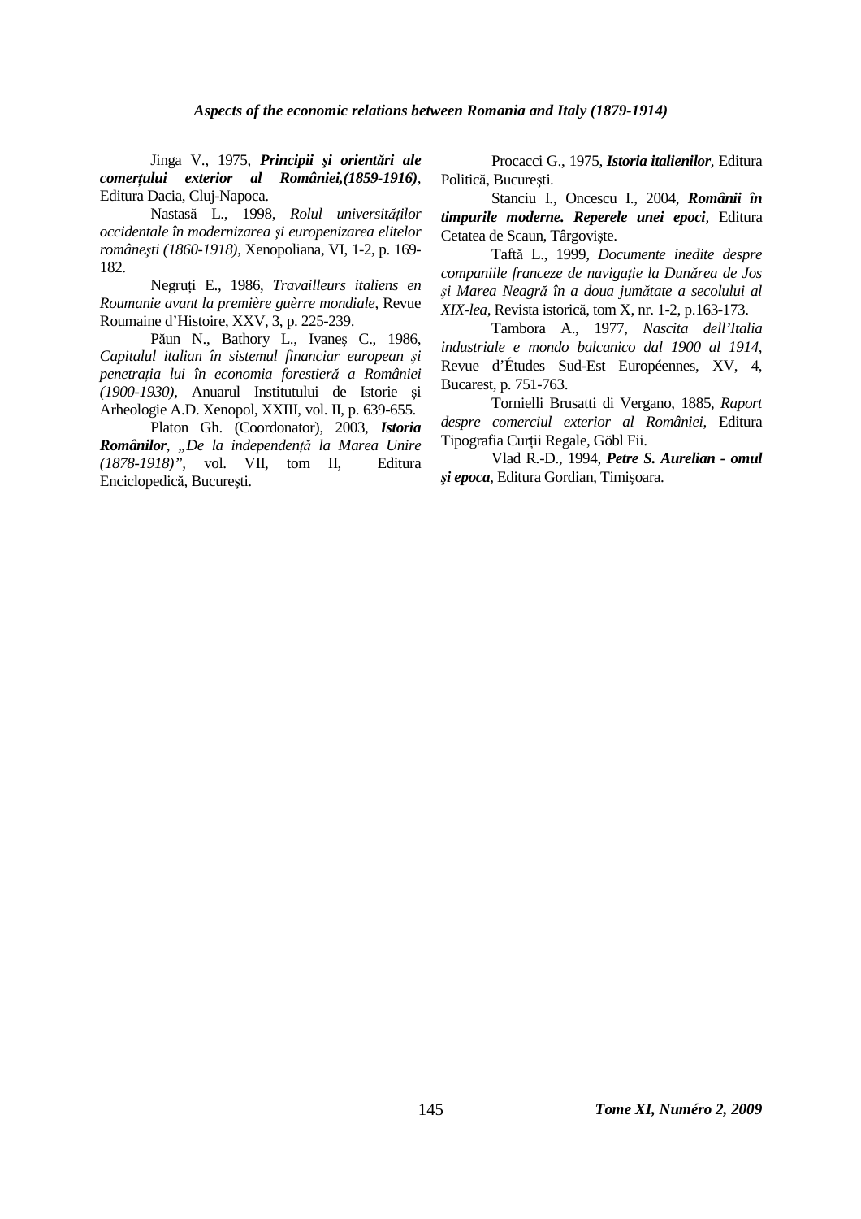Jinga V., 1975, ***Principii şi orientări ale comerţului exterior al României,(1859-1916)***, Editura Dacia, Cluj-Napoca.

Nastasă L., 1998, *Rolul universităţilor occidentale în modernizarea şi europenizarea elitelor româneşti (1860-1918)*, Xenopoliana, VI, 1-2, p. 169-182.

Negruţi E., 1986, *Travailleurs italiens en Roumanie avant la première guèrre mondiale*, Revue Roumaine d'Histoire, XXV, 3, p. 225-239.

Păun N., Bathory L., Ivaneş C., 1986, *Capitalul italian în sistemul financiar european şi penetraţia lui în economia forestieră a României (1900-1930)*, Anuarul Institutului de Istorie şi Arheologie A.D. Xenopol, XXIII, vol. II, p. 639-655.

Platon Gh. (Coordonator), 2003, ***Istoria Românilor***, *„De la independenţă la Marea Unire (1878-1918)"*, vol. VII, tom II, Editura Enciclopedică, Bucureşti.

Procacci G., 1975, ***Istoria italienilor***, Editura Politică, Bucureşti.

Stanciu I., Oncescu I., 2004, ***Românii în timpurile moderne. Reperele unei epoci***, Editura Cetatea de Scaun, Târgovişte.

Taftă L., 1999, *Documente inedite despre companiile franceze de navigaţie la Dunărea de Jos şi Marea Neagră în a doua jumătate a secolului al XIX-lea*, Revista istorică, tom X, nr. 1-2, p.163-173.

Tambora A., 1977, *Nascita dell'Italia industriale e mondo balcanico dal 1900 al 1914*, Revue d'Études Sud-Est Européennes, XV, 4, Bucarest, p. 751-763.

Tornielli Brusatti di Vergano, 1885, *Raport despre comerciul exterior al României*, Editura Tipografia Curţii Regale, Göbl Fii.

Vlad R.-D., 1994, ***Petre S. Aurelian - omul şi epoca***, Editura Gordian, Timişoara.